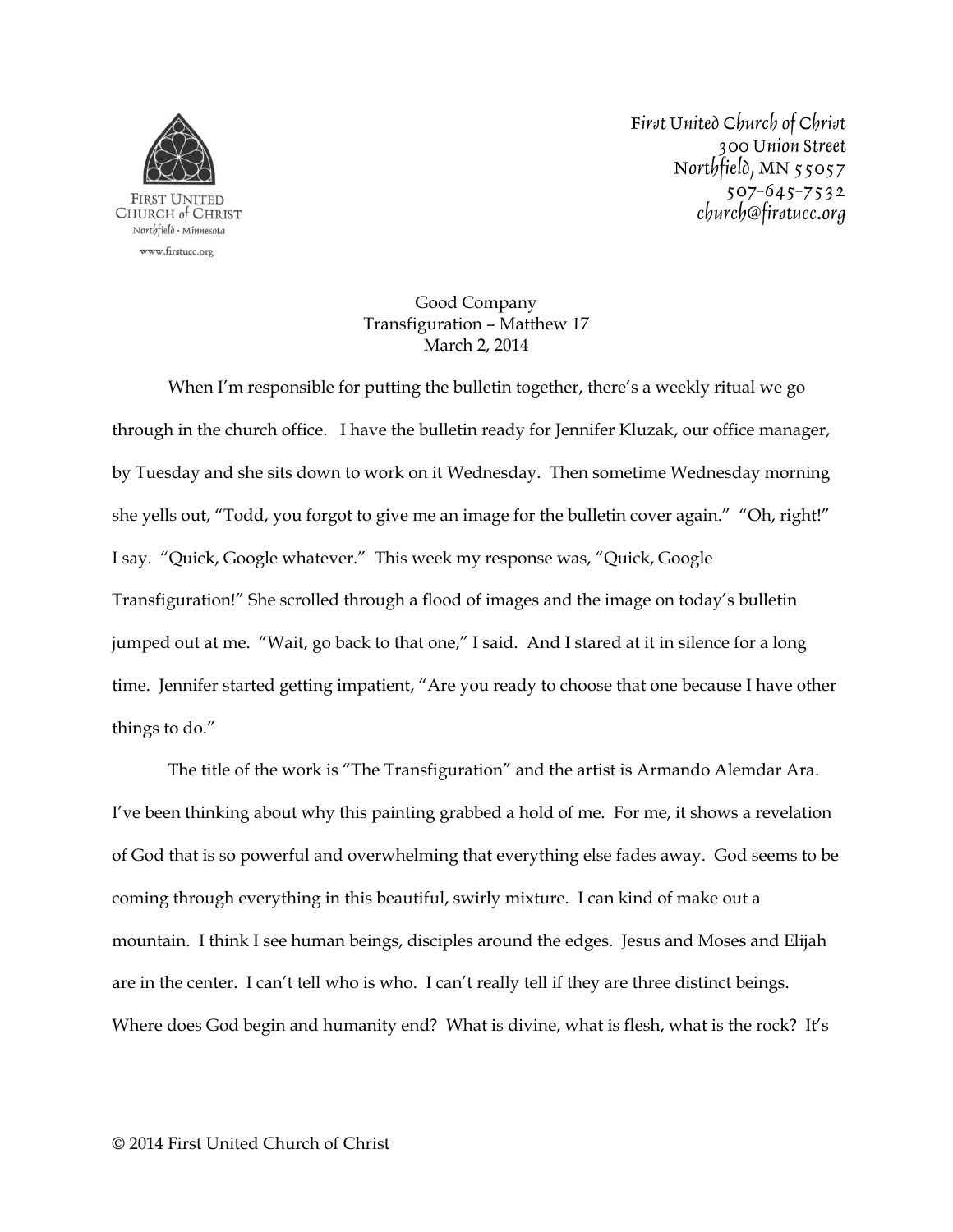FIRST UNITED CHURCH of CHRIST
Northfield · Minnesota
www.firstucc.org

First United Church of Christ
300 Union Street
Northfield, MN 55057
507-645-7532
church@firstucc.org

# Good Company
## Transfiguration – Matthew 17
### March 2, 2014

When I'm responsible for putting the bulletin together, there's a weekly ritual we go through in the church office. I have the bulletin ready for Jennifer Kluzak, our office manager, by Tuesday and she sits down to work on it Wednesday. Then sometime Wednesday morning she yells out, "Todd, you forgot to give me an image for the bulletin cover again." "Oh, right!" I say. "Quick, Google whatever." This week my response was, "Quick, Google Transfiguration!" She scrolled through a flood of images and the image on today's bulletin jumped out at me. "Wait, go back to that one," I said. And I stared at it in silence for a long time. Jennifer started getting impatient, "Are you ready to choose that one because I have other things to do."

The title of the work is "The Transfiguration" and the artist is Armando Alemdar Ara. I've been thinking about why this painting grabbed a hold of me. For me, it shows a revelation of God that is so powerful and overwhelming that everything else fades away. God seems to be coming through everything in this beautiful, swirly mixture. I can kind of make out a mountain. I think I see human beings, disciples around the edges. Jesus and Moses and Elijah are in the center. I can't tell who is who. I can't really tell if they are three distinct beings. Where does God begin and humanity end? What is divine, what is flesh, what is the rock? It's

© 2014 First United Church of Christ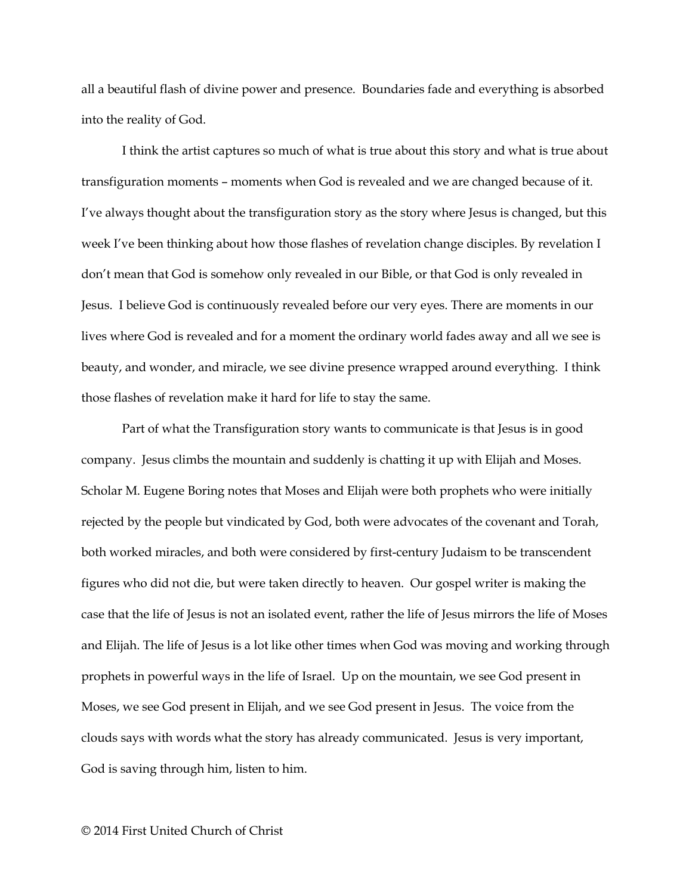all a beautiful flash of divine power and presence. Boundaries fade and everything is absorbed into the reality of God.

I think the artist captures so much of what is true about this story and what is true about transfiguration moments – moments when God is revealed and we are changed because of it. I've always thought about the transfiguration story as the story where Jesus is changed, but this week I've been thinking about how those flashes of revelation change disciples. By revelation I don't mean that God is somehow only revealed in our Bible, or that God is only revealed in Jesus. I believe God is continuously revealed before our very eyes. There are moments in our lives where God is revealed and for a moment the ordinary world fades away and all we see is beauty, and wonder, and miracle, we see divine presence wrapped around everything. I think those flashes of revelation make it hard for life to stay the same.

Part of what the Transfiguration story wants to communicate is that Jesus is in good company. Jesus climbs the mountain and suddenly is chatting it up with Elijah and Moses. Scholar M. Eugene Boring notes that Moses and Elijah were both prophets who were initially rejected by the people but vindicated by God, both were advocates of the covenant and Torah, both worked miracles, and both were considered by first-century Judaism to be transcendent figures who did not die, but were taken directly to heaven. Our gospel writer is making the case that the life of Jesus is not an isolated event, rather the life of Jesus mirrors the life of Moses and Elijah. The life of Jesus is a lot like other times when God was moving and working through prophets in powerful ways in the life of Israel. Up on the mountain, we see God present in Moses, we see God present in Elijah, and we see God present in Jesus. The voice from the clouds says with words what the story has already communicated. Jesus is very important, God is saving through him, listen to him.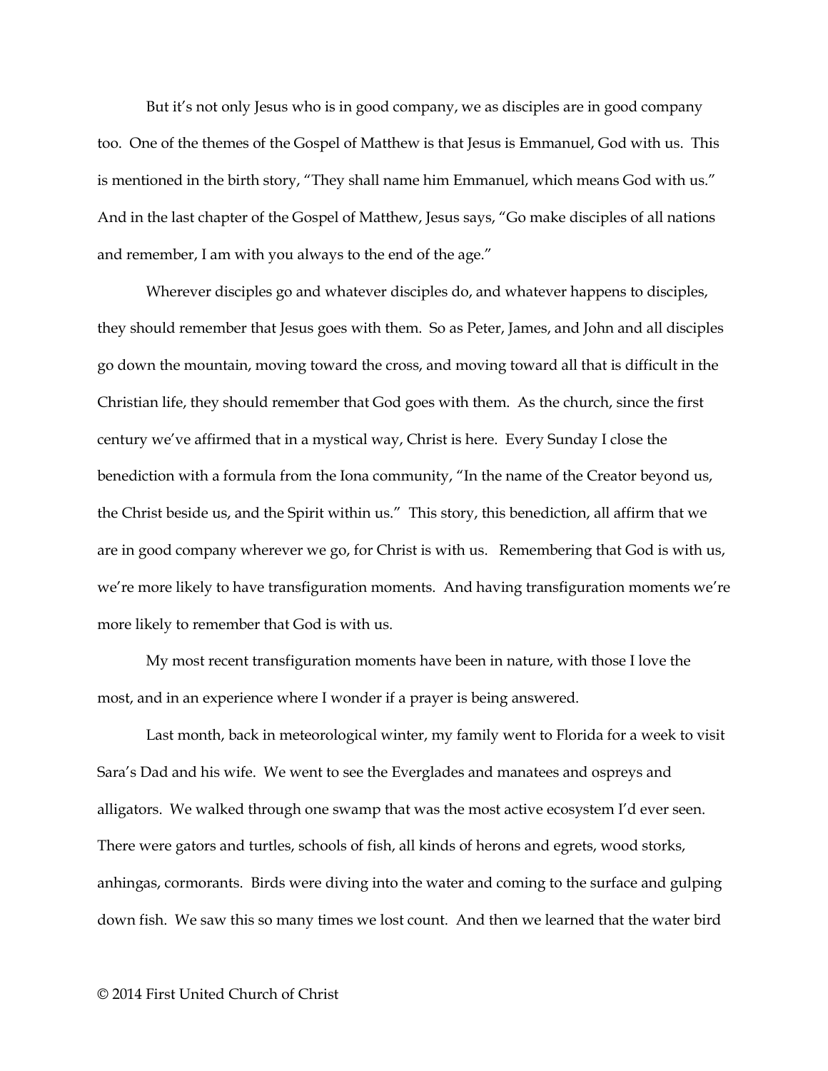But it's not only Jesus who is in good company, we as disciples are in good company too. One of the themes of the Gospel of Matthew is that Jesus is Emmanuel, God with us. This is mentioned in the birth story, "They shall name him Emmanuel, which means God with us." And in the last chapter of the Gospel of Matthew, Jesus says, "Go make disciples of all nations and remember, I am with you always to the end of the age."

Wherever disciples go and whatever disciples do, and whatever happens to disciples, they should remember that Jesus goes with them. So as Peter, James, and John and all disciples go down the mountain, moving toward the cross, and moving toward all that is difficult in the Christian life, they should remember that God goes with them. As the church, since the first century we've affirmed that in a mystical way, Christ is here. Every Sunday I close the benediction with a formula from the Iona community, "In the name of the Creator beyond us, the Christ beside us, and the Spirit within us." This story, this benediction, all affirm that we are in good company wherever we go, for Christ is with us. Remembering that God is with us, we're more likely to have transfiguration moments. And having transfiguration moments we're more likely to remember that God is with us.

My most recent transfiguration moments have been in nature, with those I love the most, and in an experience where I wonder if a prayer is being answered.

Last month, back in meteorological winter, my family went to Florida for a week to visit Sara's Dad and his wife. We went to see the Everglades and manatees and ospreys and alligators. We walked through one swamp that was the most active ecosystem I'd ever seen. There were gators and turtles, schools of fish, all kinds of herons and egrets, wood storks, anhingas, cormorants. Birds were diving into the water and coming to the surface and gulping down fish. We saw this so many times we lost count. And then we learned that the water bird

© 2014 First United Church of Christ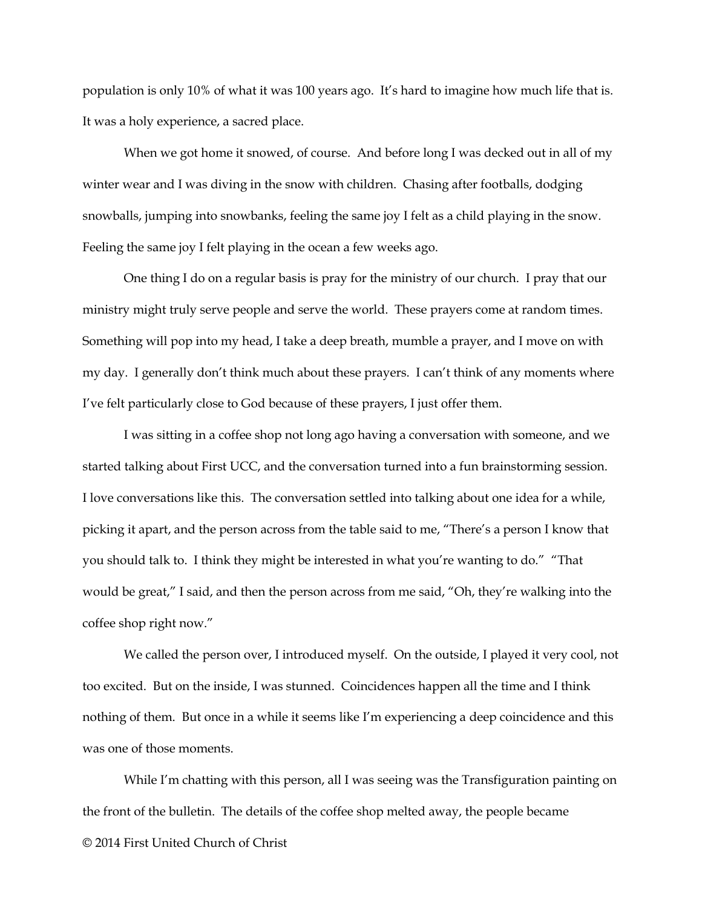population is only 10% of what it was 100 years ago. It's hard to imagine how much life that is. It was a holy experience, a sacred place.

When we got home it snowed, of course. And before long I was decked out in all of my winter wear and I was diving in the snow with children. Chasing after footballs, dodging snowballs, jumping into snowbanks, feeling the same joy I felt as a child playing in the snow. Feeling the same joy I felt playing in the ocean a few weeks ago.

One thing I do on a regular basis is pray for the ministry of our church. I pray that our ministry might truly serve people and serve the world. These prayers come at random times. Something will pop into my head, I take a deep breath, mumble a prayer, and I move on with my day. I generally don't think much about these prayers. I can't think of any moments where I've felt particularly close to God because of these prayers, I just offer them.

I was sitting in a coffee shop not long ago having a conversation with someone, and we started talking about First UCC, and the conversation turned into a fun brainstorming session. I love conversations like this. The conversation settled into talking about one idea for a while, picking it apart, and the person across from the table said to me, "There's a person I know that you should talk to. I think they might be interested in what you're wanting to do." "That would be great," I said, and then the person across from me said, "Oh, they're walking into the coffee shop right now."

We called the person over, I introduced myself. On the outside, I played it very cool, not too excited. But on the inside, I was stunned. Coincidences happen all the time and I think nothing of them. But once in a while it seems like I'm experiencing a deep coincidence and this was one of those moments.

While I'm chatting with this person, all I was seeing was the Transfiguration painting on the front of the bulletin. The details of the coffee shop melted away, the people became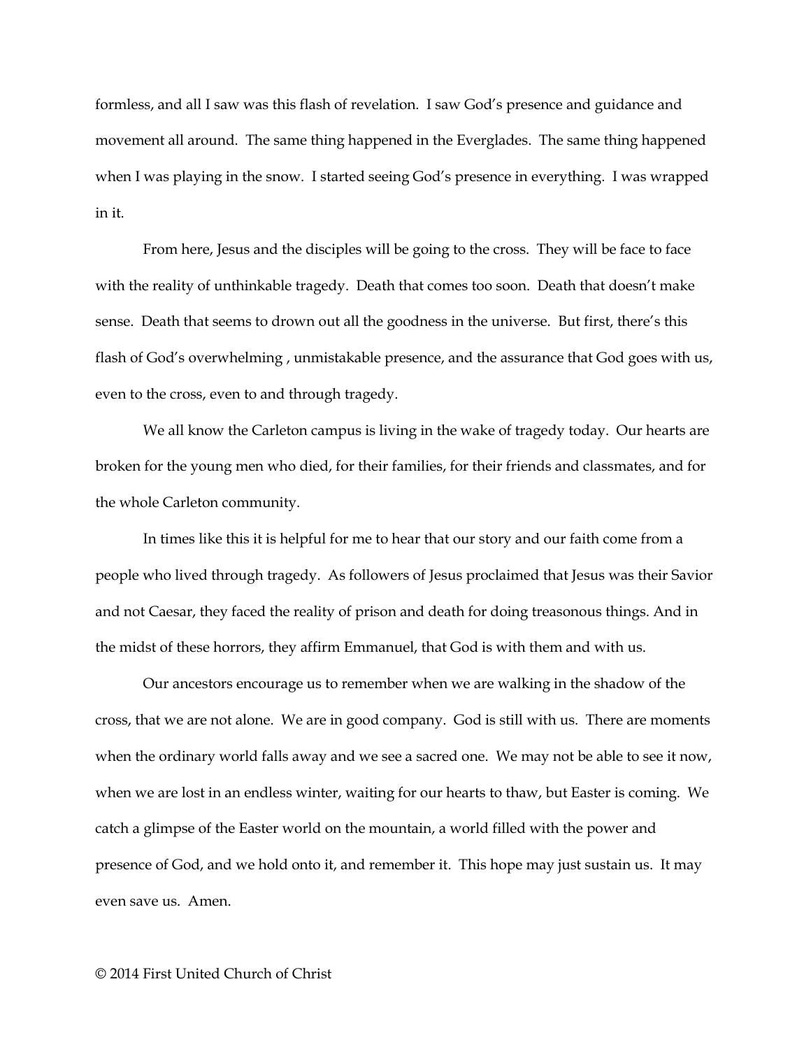formless, and all I saw was this flash of revelation. I saw God's presence and guidance and movement all around. The same thing happened in the Everglades. The same thing happened when I was playing in the snow. I started seeing God's presence in everything. I was wrapped in it.

From here, Jesus and the disciples will be going to the cross. They will be face to face with the reality of unthinkable tragedy. Death that comes too soon. Death that doesn't make sense. Death that seems to drown out all the goodness in the universe. But first, there's this flash of God's overwhelming , unmistakable presence, and the assurance that God goes with us, even to the cross, even to and through tragedy.

We all know the Carleton campus is living in the wake of tragedy today. Our hearts are broken for the young men who died, for their families, for their friends and classmates, and for the whole Carleton community.

In times like this it is helpful for me to hear that our story and our faith come from a people who lived through tragedy. As followers of Jesus proclaimed that Jesus was their Savior and not Caesar, they faced the reality of prison and death for doing treasonous things. And in the midst of these horrors, they affirm Emmanuel, that God is with them and with us.

Our ancestors encourage us to remember when we are walking in the shadow of the cross, that we are not alone. We are in good company. God is still with us. There are moments when the ordinary world falls away and we see a sacred one. We may not be able to see it now, when we are lost in an endless winter, waiting for our hearts to thaw, but Easter is coming. We catch a glimpse of the Easter world on the mountain, a world filled with the power and presence of God, and we hold onto it, and remember it. This hope may just sustain us. It may even save us. Amen.

© 2014 First United Church of Christ